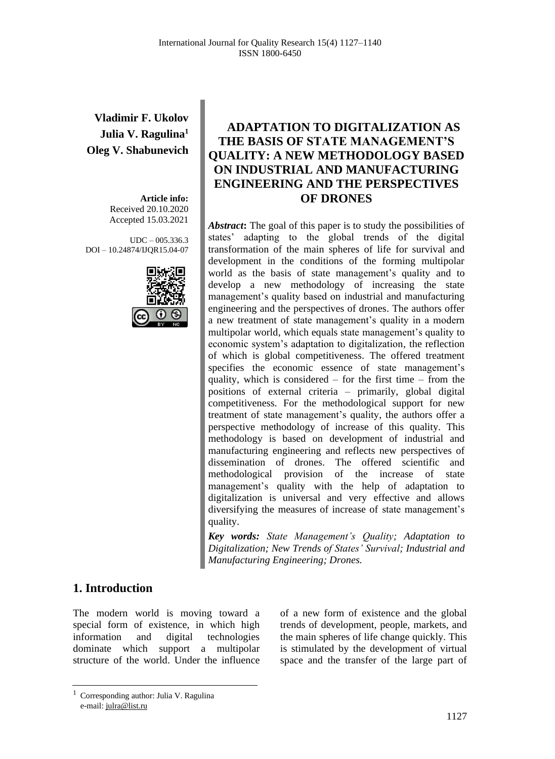**Vladimir F. Ukolov**
**Julia V. Ragulina**[1]
**Oleg V. Shabunevich**

**Article info:**
Received 20.10.2020
Accepted 15.03.2021

UDC – 005.336.3
DOI – 10.24874/IJQR15.04-07

# ADAPTATION TO DIGITALIZATION AS THE BASIS OF STATE MANAGEMENT'S QUALITY: A NEW METHODOLOGY BASED ON INDUSTRIAL AND MANUFACTURING ENGINEERING AND THE PERSPECTIVES OF DRONES

***Abstract*:** The goal of this paper is to study the possibilities of states' adapting to the global trends of the digital transformation of the main spheres of life for survival and development in the conditions of the forming multipolar world as the basis of state management's quality and to develop a new methodology of increasing the state management's quality based on industrial and manufacturing engineering and the perspectives of drones. The authors offer a new treatment of state management's quality in a modern multipolar world, which equals state management's quality to economic system's adaptation to digitalization, the reflection of which is global competitiveness. The offered treatment specifies the economic essence of state management's quality, which is considered – for the first time – from the positions of external criteria – primarily, global digital competitiveness. For the methodological support for new treatment of state management's quality, the authors offer a perspective methodology of increase of this quality. This methodology is based on development of industrial and manufacturing engineering and reflects new perspectives of dissemination of drones. The offered scientific and methodological provision of the increase of state management's quality with the help of adaptation to digitalization is universal and very effective and allows diversifying the measures of increase of state management's quality.

***Key words:*** *State Management's Quality; Adaptation to Digitalization; New Trends of States' Survival; Industrial and Manufacturing Engineering; Drones.*

## 1. Introduction

The modern world is moving toward a special form of existence, in which high information and digital technologies dominate which support a multipolar structure of the world. Under the influence of a new form of existence and the global trends of development, people, markets, and the main spheres of life change quickly. This is stimulated by the development of virtual space and the transfer of the large part of

---

[1] Corresponding author: Julia V. Ragulina
e-mail: julra@list.ru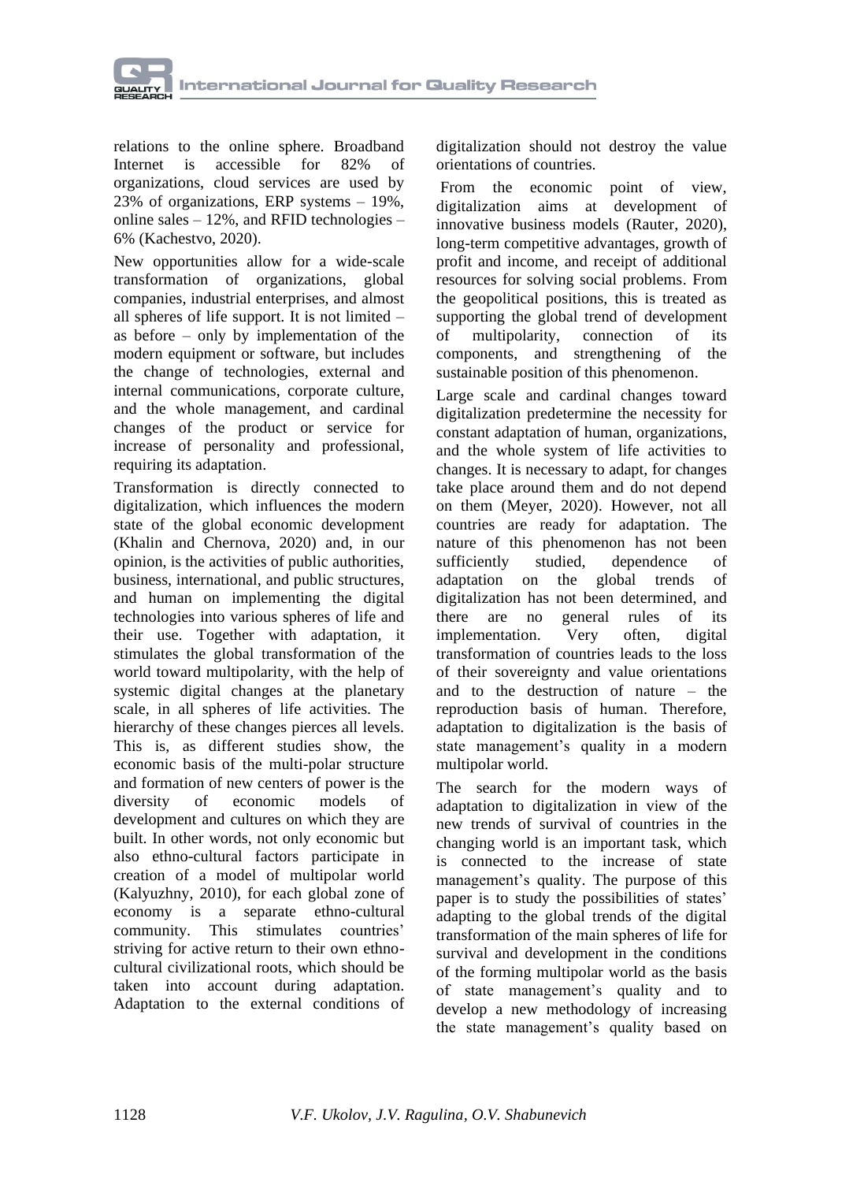relations to the online sphere. Broadband Internet is accessible for 82% of organizations, cloud services are used by 23% of organizations, ERP systems – 19%, online sales – 12%, and RFID technologies – 6% (Kachestvo, 2020).

New opportunities allow for a wide-scale transformation of organizations, global companies, industrial enterprises, and almost all spheres of life support. It is not limited – as before – only by implementation of the modern equipment or software, but includes the change of technologies, external and internal communications, corporate culture, and the whole management, and cardinal changes of the product or service for increase of personality and professional, requiring its adaptation.

Transformation is directly connected to digitalization, which influences the modern state of the global economic development (Khalin and Chernova, 2020) and, in our opinion, is the activities of public authorities, business, international, and public structures, and human on implementing the digital technologies into various spheres of life and their use. Together with adaptation, it stimulates the global transformation of the world toward multipolarity, with the help of systemic digital changes at the planetary scale, in all spheres of life activities. The hierarchy of these changes pierces all levels. This is, as different studies show, the economic basis of the multi-polar structure and formation of new centers of power is the diversity of economic models of development and cultures on which they are built. In other words, not only economic but also ethno-cultural factors participate in creation of a model of multipolar world (Kalyuzhny, 2010), for each global zone of economy is a separate ethno-cultural community. This stimulates countries' striving for active return to their own ethno-cultural civilizational roots, which should be taken into account during adaptation. Adaptation to the external conditions of digitalization should not destroy the value orientations of countries.

From the economic point of view, digitalization aims at development of innovative business models (Rauter, 2020), long-term competitive advantages, growth of profit and income, and receipt of additional resources for solving social problems. From the geopolitical positions, this is treated as supporting the global trend of development of multipolarity, connection of its components, and strengthening of the sustainable position of this phenomenon.

Large scale and cardinal changes toward digitalization predetermine the necessity for constant adaptation of human, organizations, and the whole system of life activities to changes. It is necessary to adapt, for changes take place around them and do not depend on them (Meyer, 2020). However, not all countries are ready for adaptation. The nature of this phenomenon has not been sufficiently studied, dependence of adaptation on the global trends of digitalization has not been determined, and there are no general rules of its implementation. Very often, digital transformation of countries leads to the loss of their sovereignty and value orientations and to the destruction of nature – the reproduction basis of human. Therefore, adaptation to digitalization is the basis of state management's quality in a modern multipolar world.

The search for the modern ways of adaptation to digitalization in view of the new trends of survival of countries in the changing world is an important task, which is connected to the increase of state management's quality. The purpose of this paper is to study the possibilities of states' adapting to the global trends of the digital transformation of the main spheres of life for survival and development in the conditions of the forming multipolar world as the basis of state management's quality and to develop a new methodology of increasing the state management's quality based on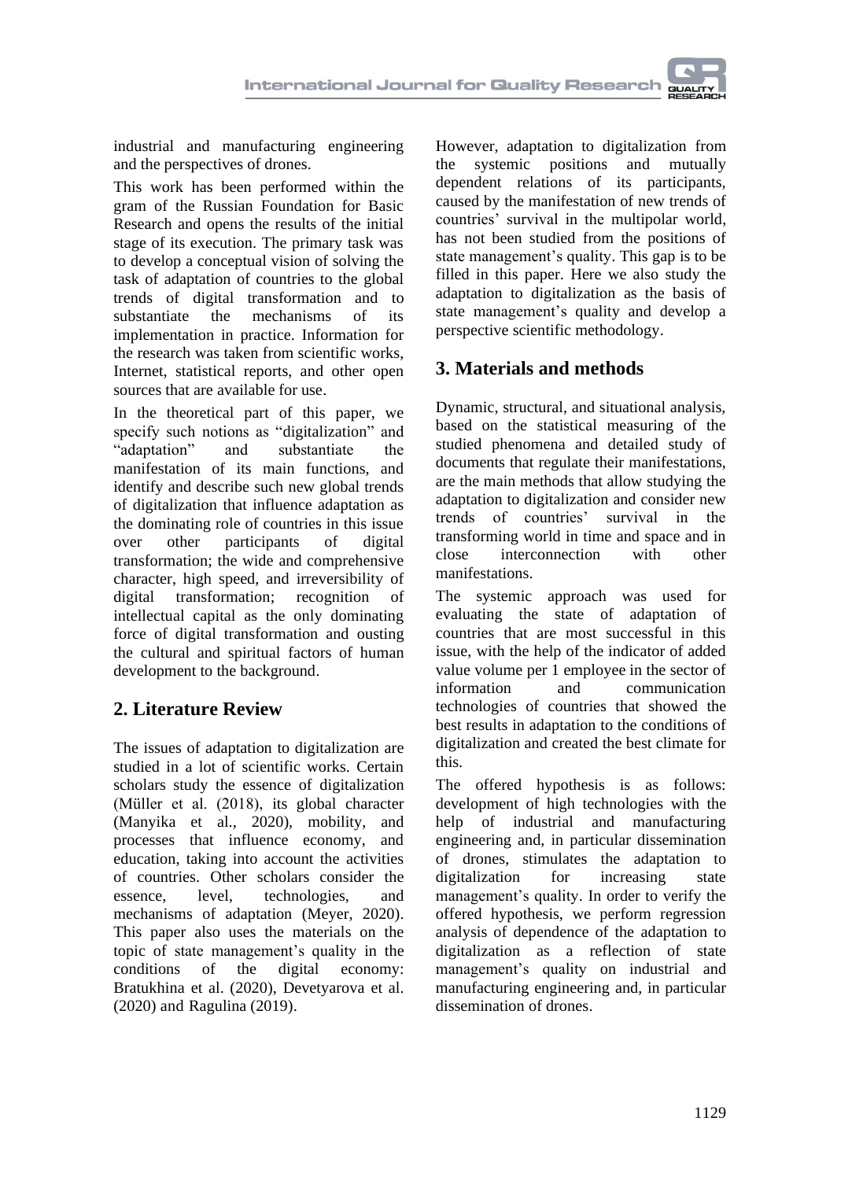industrial and manufacturing engineering and the perspectives of drones.

This work has been performed within the gram of the Russian Foundation for Basic Research and opens the results of the initial stage of its execution. The primary task was to develop a conceptual vision of solving the task of adaptation of countries to the global trends of digital transformation and to substantiate the mechanisms of its implementation in practice. Information for the research was taken from scientific works, Internet, statistical reports, and other open sources that are available for use.

In the theoretical part of this paper, we specify such notions as "digitalization" and "adaptation" and substantiate the manifestation of its main functions, and identify and describe such new global trends of digitalization that influence adaptation as the dominating role of countries in this issue over other participants of digital transformation; the wide and comprehensive character, high speed, and irreversibility of digital transformation; recognition of intellectual capital as the only dominating force of digital transformation and ousting the cultural and spiritual factors of human development to the background.

## 2. Literature Review

The issues of adaptation to digitalization are studied in a lot of scientific works. Certain scholars study the essence of digitalization (Müller et al. (2018), its global character (Manyika et al., 2020), mobility, and processes that influence economy, and education, taking into account the activities of countries. Other scholars consider the essence, level, technologies, and mechanisms of adaptation (Meyer, 2020). This paper also uses the materials on the topic of state management's quality in the conditions of the digital economy: Bratukhina et al. (2020), Devetyarova et al. (2020) and Ragulina (2019).

However, adaptation to digitalization from the systemic positions and mutually dependent relations of its participants, caused by the manifestation of new trends of countries' survival in the multipolar world, has not been studied from the positions of state management's quality. This gap is to be filled in this paper. Here we also study the adaptation to digitalization as the basis of state management's quality and develop a perspective scientific methodology.

## 3. Materials and methods

Dynamic, structural, and situational analysis, based on the statistical measuring of the studied phenomena and detailed study of documents that regulate their manifestations, are the main methods that allow studying the adaptation to digitalization and consider new trends of countries' survival in the transforming world in time and space and in close interconnection with other manifestations.

The systemic approach was used for evaluating the state of adaptation of countries that are most successful in this issue, with the help of the indicator of added value volume per 1 employee in the sector of information and communication technologies of countries that showed the best results in adaptation to the conditions of digitalization and created the best climate for this.

The offered hypothesis is as follows: development of high technologies with the help of industrial and manufacturing engineering and, in particular dissemination of drones, stimulates the adaptation to digitalization for increasing state management's quality. In order to verify the offered hypothesis, we perform regression analysis of dependence of the adaptation to digitalization as a reflection of state management's quality on industrial and manufacturing engineering and, in particular dissemination of drones.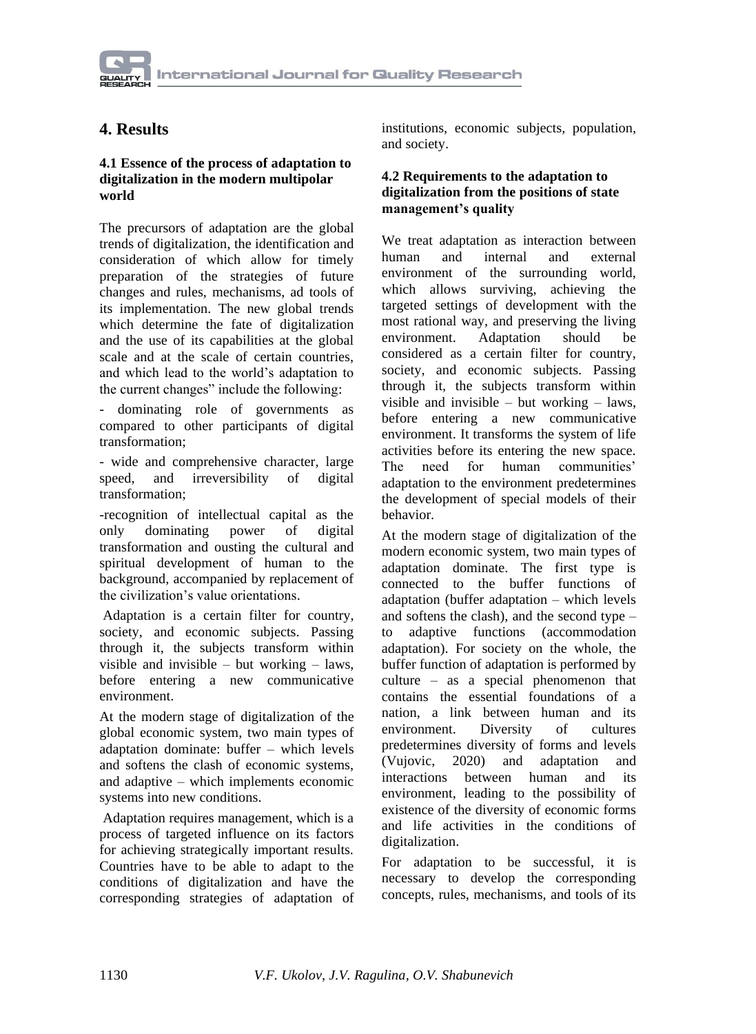# 4. Results

### 4.1 Essence of the process of adaptation to digitalization in the modern multipolar world

The precursors of adaptation are the global trends of digitalization, the identification and consideration of which allow for timely preparation of the strategies of future changes and rules, mechanisms, ad tools of its implementation. The new global trends which determine the fate of digitalization and the use of its capabilities at the global scale and at the scale of certain countries, and which lead to the world's adaptation to the current changes" include the following:

- dominating role of governments as compared to other participants of digital transformation;
- wide and comprehensive character, large speed, and irreversibility of digital transformation;
- recognition of intellectual capital as the only dominating power of digital transformation and ousting the cultural and spiritual development of human to the background, accompanied by replacement of the civilization's value orientations.

Adaptation is a certain filter for country, society, and economic subjects. Passing through it, the subjects transform within visible and invisible – but working – laws, before entering a new communicative environment.

At the modern stage of digitalization of the global economic system, two main types of adaptation dominate: buffer – which levels and softens the clash of economic systems, and adaptive – which implements economic systems into new conditions.

Adaptation requires management, which is a process of targeted influence on its factors for achieving strategically important results. Countries have to be able to adapt to the conditions of digitalization and have the corresponding strategies of adaptation of institutions, economic subjects, population, and society.

### 4.2 Requirements to the adaptation to digitalization from the positions of state management's quality

We treat adaptation as interaction between human and internal and external environment of the surrounding world, which allows surviving, achieving the targeted settings of development with the most rational way, and preserving the living environment. Adaptation should be considered as a certain filter for country, society, and economic subjects. Passing through it, the subjects transform within visible and invisible – but working – laws, before entering a new communicative environment. It transforms the system of life activities before its entering the new space. The need for human communities' adaptation to the environment predetermines the development of special models of their behavior.

At the modern stage of digitalization of the modern economic system, two main types of adaptation dominate. The first type is connected to the buffer functions of adaptation (buffer adaptation – which levels and softens the clash), and the second type – to adaptive functions (accommodation adaptation). For society on the whole, the buffer function of adaptation is performed by culture – as a special phenomenon that contains the essential foundations of a nation, a link between human and its environment. Diversity of cultures predetermines diversity of forms and levels (Vujovic, 2020) and adaptation and interactions between human and its environment, leading to the possibility of existence of the diversity of economic forms and life activities in the conditions of digitalization.

For adaptation to be successful, it is necessary to develop the corresponding concepts, rules, mechanisms, and tools of its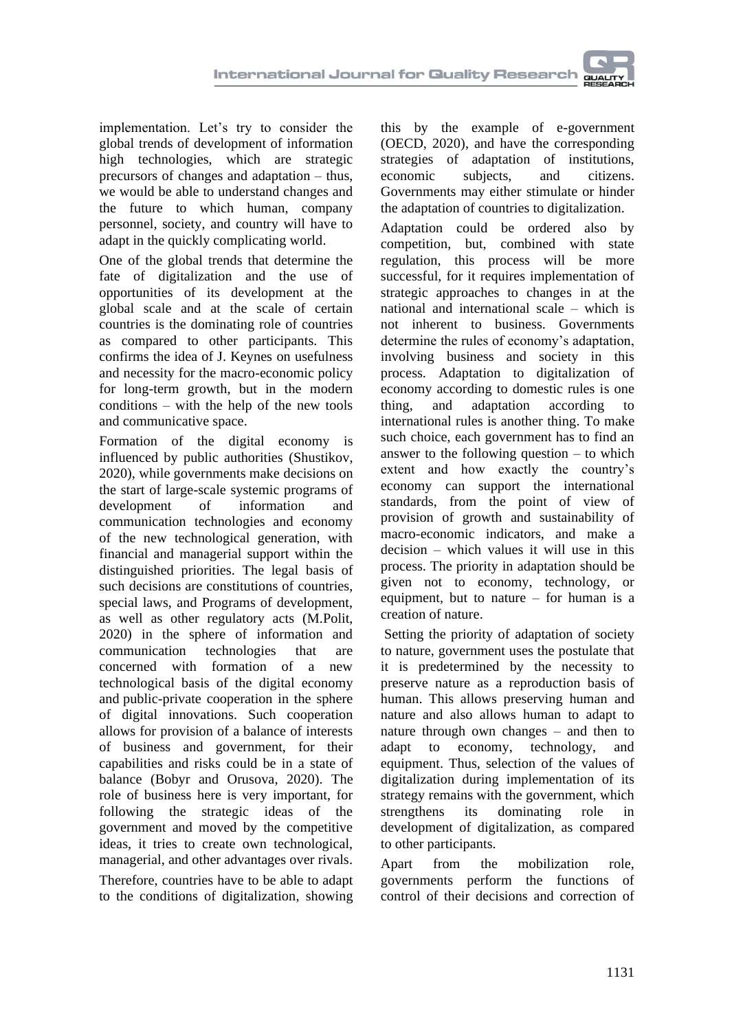implementation. Let's try to consider the global trends of development of information high technologies, which are strategic precursors of changes and adaptation – thus, we would be able to understand changes and the future to which human, company personnel, society, and country will have to adapt in the quickly complicating world.

One of the global trends that determine the fate of digitalization and the use of opportunities of its development at the global scale and at the scale of certain countries is the dominating role of countries as compared to other participants. This confirms the idea of J. Keynes on usefulness and necessity for the macro-economic policy for long-term growth, but in the modern conditions – with the help of the new tools and communicative space.

Formation of the digital economy is influenced by public authorities (Shustikov, 2020), while governments make decisions on the start of large-scale systemic programs of development of information and communication technologies and economy of the new technological generation, with financial and managerial support within the distinguished priorities. The legal basis of such decisions are constitutions of countries, special laws, and Programs of development, as well as other regulatory acts (M.Polit, 2020) in the sphere of information and communication technologies that are concerned with formation of a new technological basis of the digital economy and public-private cooperation in the sphere of digital innovations. Such cooperation allows for provision of a balance of interests of business and government, for their capabilities and risks could be in a state of balance (Bobyr and Orusova, 2020). The role of business here is very important, for following the strategic ideas of the government and moved by the competitive ideas, it tries to create own technological, managerial, and other advantages over rivals.

Therefore, countries have to be able to adapt to the conditions of digitalization, showing this by the example of e-government (OECD, 2020), and have the corresponding strategies of adaptation of institutions, economic subjects, and citizens. Governments may either stimulate or hinder the adaptation of countries to digitalization.

Adaptation could be ordered also by competition, but, combined with state regulation, this process will be more successful, for it requires implementation of strategic approaches to changes in at the national and international scale – which is not inherent to business. Governments determine the rules of economy's adaptation, involving business and society in this process. Adaptation to digitalization of economy according to domestic rules is one thing, and adaptation according to international rules is another thing. To make such choice, each government has to find an answer to the following question – to which extent and how exactly the country's economy can support the international standards, from the point of view of provision of growth and sustainability of macro-economic indicators, and make a decision – which values it will use in this process. The priority in adaptation should be given not to economy, technology, or equipment, but to nature – for human is a creation of nature.

Setting the priority of adaptation of society to nature, government uses the postulate that it is predetermined by the necessity to preserve nature as a reproduction basis of human. This allows preserving human and nature and also allows human to adapt to nature through own changes – and then to adapt to economy, technology, and equipment. Thus, selection of the values of digitalization during implementation of its strategy remains with the government, which strengthens its dominating role in development of digitalization, as compared to other participants.

Apart from the mobilization role, governments perform the functions of control of their decisions and correction of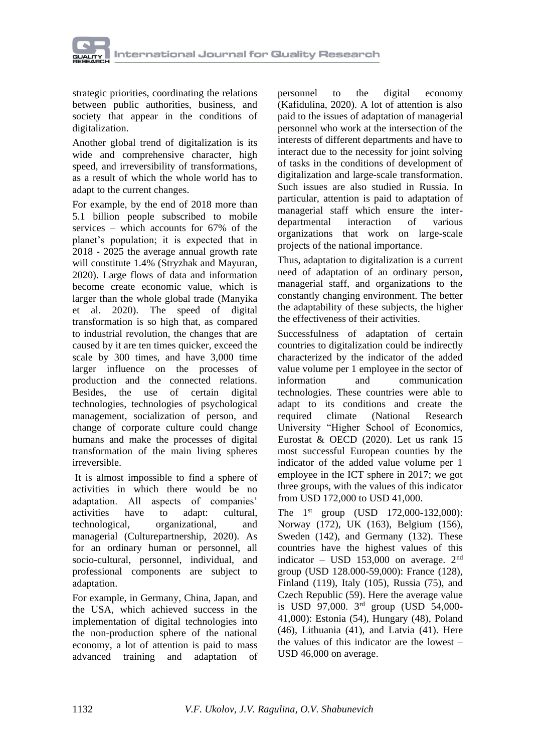strategic priorities, coordinating the relations between public authorities, business, and society that appear in the conditions of digitalization.

Another global trend of digitalization is its wide and comprehensive character, high speed, and irreversibility of transformations, as a result of which the whole world has to adapt to the current changes.

For example, by the end of 2018 more than 5.1 billion people subscribed to mobile services – which accounts for 67% of the planet's population; it is expected that in 2018 - 2025 the average annual growth rate will constitute 1.4% (Stryzhak and Mayuran, 2020). Large flows of data and information become create economic value, which is larger than the whole global trade (Manyika et al. 2020). The speed of digital transformation is so high that, as compared to industrial revolution, the changes that are caused by it are ten times quicker, exceed the scale by 300 times, and have 3,000 time larger influence on the processes of production and the connected relations. Besides, the use of certain digital technologies, technologies of psychological management, socialization of person, and change of corporate culture could change humans and make the processes of digital transformation of the main living spheres irreversible.

It is almost impossible to find a sphere of activities in which there would be no adaptation. All aspects of companies' activities have to adapt: cultural, technological, organizational, and managerial (Culturepartnership, 2020). As for an ordinary human or personnel, all socio-cultural, personnel, individual, and professional components are subject to adaptation.

For example, in Germany, China, Japan, and the USA, which achieved success in the implementation of digital technologies into the non-production sphere of the national economy, a lot of attention is paid to mass advanced training and adaptation of personnel to the digital economy (Kafidulina, 2020). A lot of attention is also paid to the issues of adaptation of managerial personnel who work at the intersection of the interests of different departments and have to interact due to the necessity for joint solving of tasks in the conditions of development of digitalization and large-scale transformation. Such issues are also studied in Russia. In particular, attention is paid to adaptation of managerial staff which ensure the inter-departmental interaction of various organizations that work on large-scale projects of the national importance.

Thus, adaptation to digitalization is a current need of adaptation of an ordinary person, managerial staff, and organizations to the constantly changing environment. The better the adaptability of these subjects, the higher the effectiveness of their activities.

Successfulness of adaptation of certain countries to digitalization could be indirectly characterized by the indicator of the added value volume per 1 employee in the sector of information and communication technologies. These countries were able to adapt to its conditions and create the required climate (National Research University "Higher School of Economics, Eurostat & OECD (2020). Let us rank 15 most successful European counties by the indicator of the added value volume per 1 employee in the ICT sphere in 2017; we got three groups, with the values of this indicator from USD 172,000 to USD 41,000.

The 1st group (USD 172,000-132,000): Norway (172), UK (163), Belgium (156), Sweden (142), and Germany (132). These countries have the highest values of this indicator – USD 153,000 on average. 2nd group (USD 128.000-59,000): France (128), Finland (119), Italy (105), Russia (75), and Czech Republic (59). Here the average value is USD 97,000. 3rd group (USD 54,000-41,000): Estonia (54), Hungary (48), Poland (46), Lithuania (41), and Latvia (41). Here the values of this indicator are the lowest – USD 46,000 on average.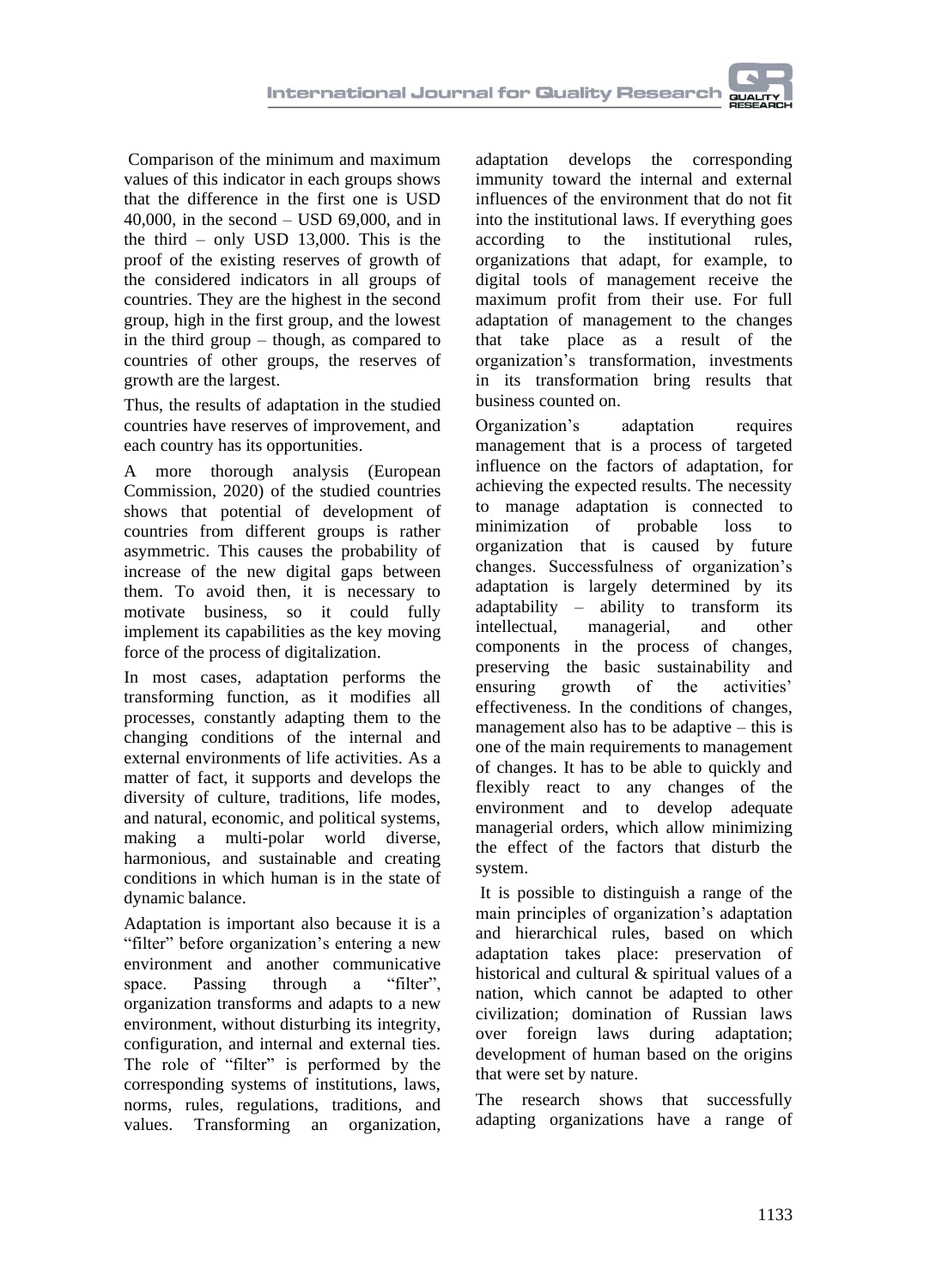Comparison of the minimum and maximum values of this indicator in each groups shows that the difference in the first one is USD 40,000, in the second – USD 69,000, and in the third – only USD 13,000. This is the proof of the existing reserves of growth of the considered indicators in all groups of countries. They are the highest in the second group, high in the first group, and the lowest in the third group – though, as compared to countries of other groups, the reserves of growth are the largest.

Thus, the results of adaptation in the studied countries have reserves of improvement, and each country has its opportunities.

A more thorough analysis (European Commission, 2020) of the studied countries shows that potential of development of countries from different groups is rather asymmetric. This causes the probability of increase of the new digital gaps between them. To avoid then, it is necessary to motivate business, so it could fully implement its capabilities as the key moving force of the process of digitalization.

In most cases, adaptation performs the transforming function, as it modifies all processes, constantly adapting them to the changing conditions of the internal and external environments of life activities. As a matter of fact, it supports and develops the diversity of culture, traditions, life modes, and natural, economic, and political systems, making a multi-polar world diverse, harmonious, and sustainable and creating conditions in which human is in the state of dynamic balance.

Adaptation is important also because it is a "filter" before organization's entering a new environment and another communicative space. Passing through a "filter", organization transforms and adapts to a new environment, without disturbing its integrity, configuration, and internal and external ties. The role of "filter" is performed by the corresponding systems of institutions, laws, norms, rules, regulations, traditions, and values. Transforming an organization, adaptation develops the corresponding immunity toward the internal and external influences of the environment that do not fit into the institutional laws. If everything goes according to the institutional rules, organizations that adapt, for example, to digital tools of management receive the maximum profit from their use. For full adaptation of management to the changes that take place as a result of the organization's transformation, investments in its transformation bring results that business counted on.

Organization's adaptation requires management that is a process of targeted influence on the factors of adaptation, for achieving the expected results. The necessity to manage adaptation is connected to minimization of probable loss to organization that is caused by future changes. Successfulness of organization's adaptation is largely determined by its adaptability – ability to transform its intellectual, managerial, and other components in the process of changes, preserving the basic sustainability and ensuring growth of the activities' effectiveness. In the conditions of changes, management also has to be adaptive – this is one of the main requirements to management of changes. It has to be able to quickly and flexibly react to any changes of the environment and to develop adequate managerial orders, which allow minimizing the effect of the factors that disturb the system.

It is possible to distinguish a range of the main principles of organization's adaptation and hierarchical rules, based on which adaptation takes place: preservation of historical and cultural & spiritual values of a nation, which cannot be adapted to other civilization; domination of Russian laws over foreign laws during adaptation; development of human based on the origins that were set by nature.

The research shows that successfully adapting organizations have a range of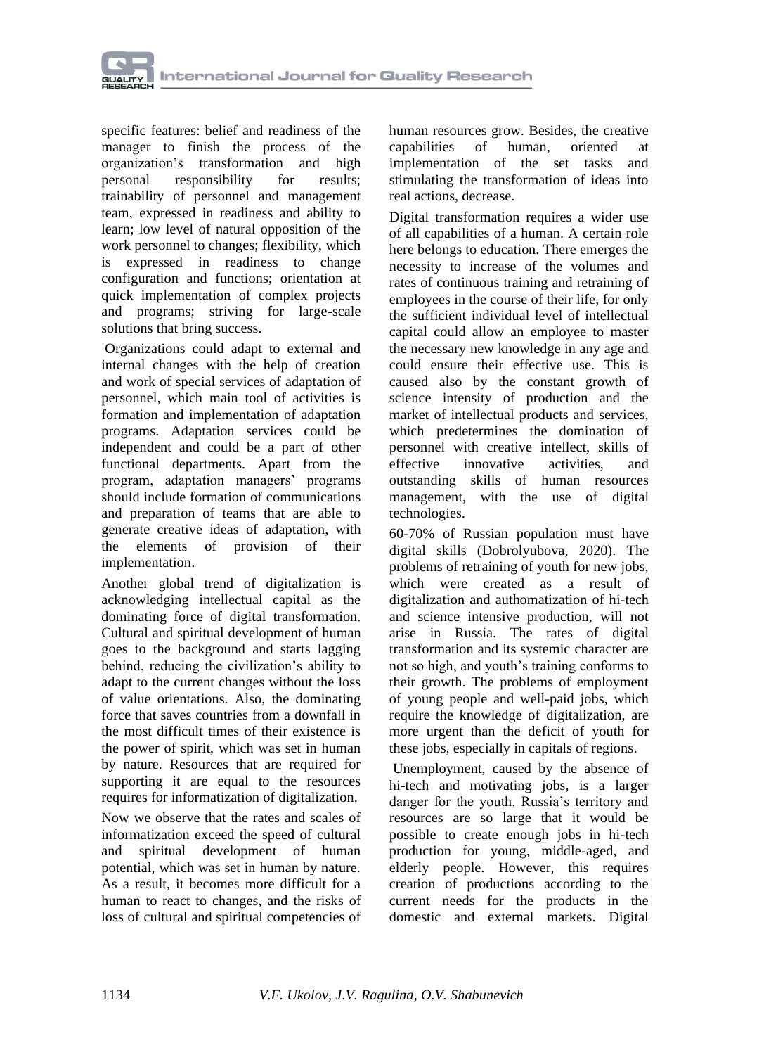specific features: belief and readiness of the manager to finish the process of the organization's transformation and high personal responsibility for results; trainability of personnel and management team, expressed in readiness and ability to learn; low level of natural opposition of the work personnel to changes; flexibility, which is expressed in readiness to change configuration and functions; orientation at quick implementation of complex projects and programs; striving for large-scale solutions that bring success.

Organizations could adapt to external and internal changes with the help of creation and work of special services of adaptation of personnel, which main tool of activities is formation and implementation of adaptation programs. Adaptation services could be independent and could be a part of other functional departments. Apart from the program, adaptation managers' programs should include formation of communications and preparation of teams that are able to generate creative ideas of adaptation, with the elements of provision of their implementation.

Another global trend of digitalization is acknowledging intellectual capital as the dominating force of digital transformation. Cultural and spiritual development of human goes to the background and starts lagging behind, reducing the civilization's ability to adapt to the current changes without the loss of value orientations. Also, the dominating force that saves countries from a downfall in the most difficult times of their existence is the power of spirit, which was set in human by nature. Resources that are required for supporting it are equal to the resources requires for informatization of digitalization.

Now we observe that the rates and scales of informatization exceed the speed of cultural and spiritual development of human potential, which was set in human by nature. As a result, it becomes more difficult for a human to react to changes, and the risks of loss of cultural and spiritual competencies of human resources grow. Besides, the creative capabilities of human, oriented at implementation of the set tasks and stimulating the transformation of ideas into real actions, decrease.

Digital transformation requires a wider use of all capabilities of a human. A certain role here belongs to education. There emerges the necessity to increase of the volumes and rates of continuous training and retraining of employees in the course of their life, for only the sufficient individual level of intellectual capital could allow an employee to master the necessary new knowledge in any age and could ensure their effective use. This is caused also by the constant growth of science intensity of production and the market of intellectual products and services, which predetermines the domination of personnel with creative intellect, skills of effective innovative activities, and outstanding skills of human resources management, with the use of digital technologies.

60-70% of Russian population must have digital skills (Dobrolyubova, 2020). The problems of retraining of youth for new jobs, which were created as a result of digitalization and authomatization of hi-tech and science intensive production, will not arise in Russia. The rates of digital transformation and its systemic character are not so high, and youth's training conforms to their growth. The problems of employment of young people and well-paid jobs, which require the knowledge of digitalization, are more urgent than the deficit of youth for these jobs, especially in capitals of regions.

Unemployment, caused by the absence of hi-tech and motivating jobs, is a larger danger for the youth. Russia's territory and resources are so large that it would be possible to create enough jobs in hi-tech production for young, middle-aged, and elderly people. However, this requires creation of productions according to the current needs for the products in the domestic and external markets. Digital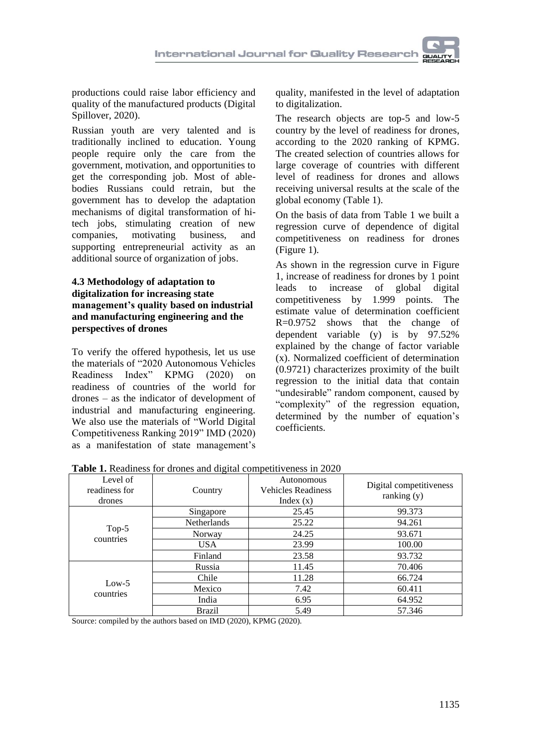productions could raise labor efficiency and quality of the manufactured products (Digital Spillover, 2020).

Russian youth are very talented and is traditionally inclined to education. Young people require only the care from the government, motivation, and opportunities to get the corresponding job. Most of able-bodies Russians could retrain, but the government has to develop the adaptation mechanisms of digital transformation of hi-tech jobs, stimulating creation of new companies, motivating business, and supporting entrepreneurial activity as an additional source of organization of jobs.

### 4.3 Methodology of adaptation to digitalization for increasing state management's quality based on industrial and manufacturing engineering and the perspectives of drones

To verify the offered hypothesis, let us use the materials of "2020 Autonomous Vehicles Readiness Index" KPMG (2020) on readiness of countries of the world for drones – as the indicator of development of industrial and manufacturing engineering. We also use the materials of "World Digital Competitiveness Ranking 2019" IMD (2020) as a manifestation of state management's quality, manifested in the level of adaptation to digitalization.

The research objects are top-5 and low-5 country by the level of readiness for drones, according to the 2020 ranking of KPMG. The created selection of countries allows for large coverage of countries with different level of readiness for drones and allows receiving universal results at the scale of the global economy (Table 1).

On the basis of data from Table 1 we built a regression curve of dependence of digital competitiveness on readiness for drones (Figure 1).

As shown in the regression curve in Figure 1, increase of readiness for drones by 1 point leads to increase of global digital competitiveness by 1.999 points. The estimate value of determination coefficient R=0.9752 shows that the change of dependent variable (y) is by 97.52% explained by the change of factor variable (x). Normalized coefficient of determination (0.9721) characterizes proximity of the built regression to the initial data that contain "undesirable" random component, caused by "complexity" of the regression equation, determined by the number of equation's coefficients.

**Table 1.** Readiness for drones and digital competitiveness in 2020

| Level of readiness for drones | Country | Autonomous Vehicles Readiness Index (x) | Digital competitiveness ranking (y) |
|---|---|---|---|
| Top-5 countries | Singapore | 25.45 | 99.373 |
| | Netherlands | 25.22 | 94.261 |
| | Norway | 24.25 | 93.671 |
| | USA | 23.99 | 100.00 |
| | Finland | 23.58 | 93.732 |
| Low-5 countries | Russia | 11.45 | 70.406 |
| | Chile | 11.28 | 66.724 |
| | Mexico | 7.42 | 60.411 |
| | India | 6.95 | 64.952 |
| | Brazil | 5.49 | 57.346 |

Source: compiled by the authors based on IMD (2020), KPMG (2020).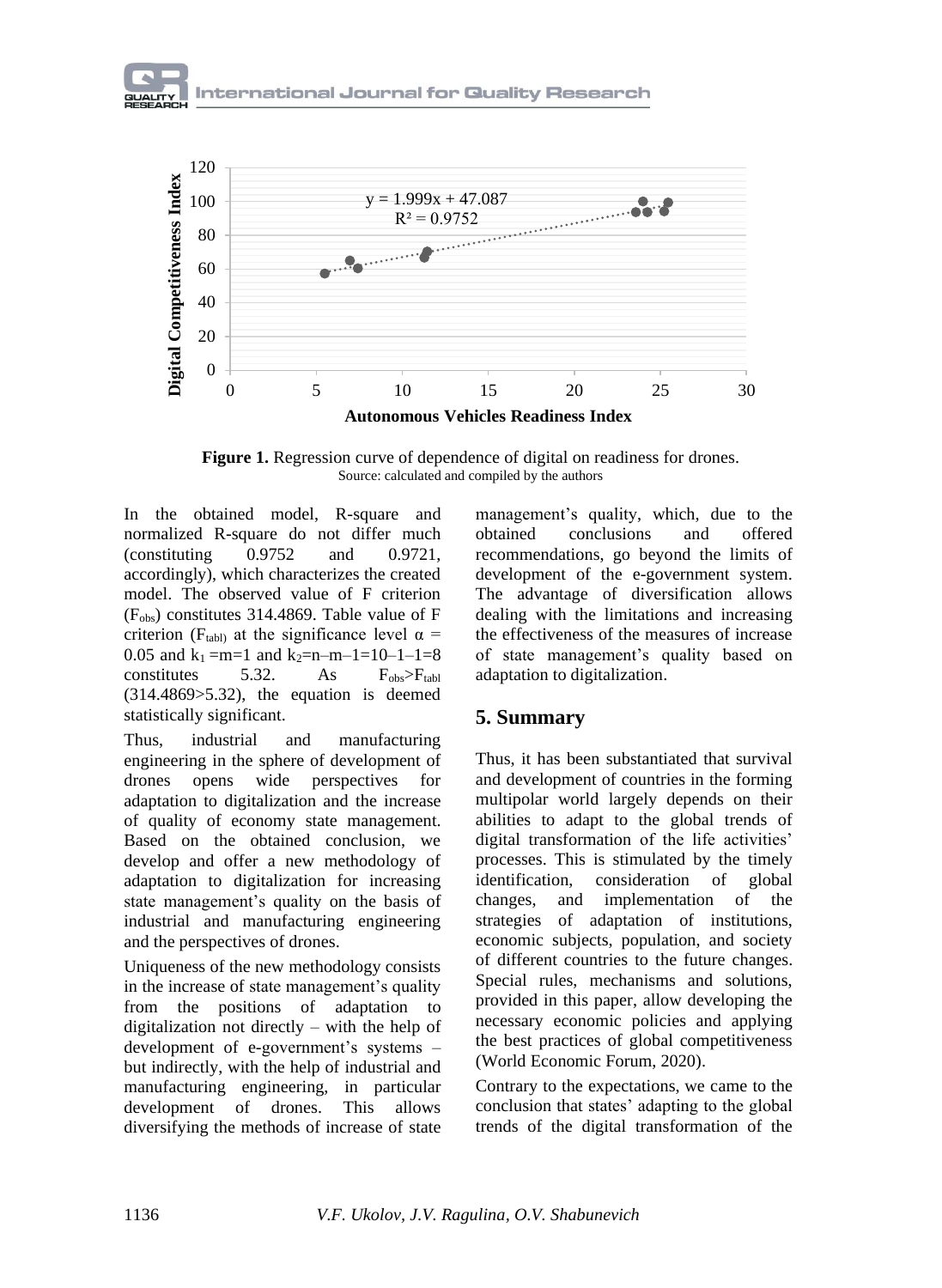**Figure 1.** Regression curve of dependence of digital on readiness for drones.
Source: calculated and compiled by the authors

In the obtained model, R-square and normalized R-square do not differ much (constituting 0.9752 and 0.9721, accordingly), which characterizes the created model. The observed value of F criterion ($F_{obs}$) constitutes 314.4869. Table value of F criterion ($F_{tabl}$) at the significance level $\alpha$ = 0.05 and $k_1$ =m=1 and $k_2$=n–m–1=10–1–1=8 constitutes 5.32. As $F_{obs}$>$F_{tabl}$ (314.4869>5.32), the equation is deemed statistically significant.

Thus, industrial and manufacturing engineering in the sphere of development of drones opens wide perspectives for adaptation to digitalization and the increase of quality of economy state management. Based on the obtained conclusion, we develop and offer a new methodology of adaptation to digitalization for increasing state management's quality on the basis of industrial and manufacturing engineering and the perspectives of drones.

Uniqueness of the new methodology consists in the increase of state management's quality from the positions of adaptation to digitalization not directly – with the help of development of e-government's systems – but indirectly, with the help of industrial and manufacturing engineering, in particular development of drones. This allows diversifying the methods of increase of state management's quality, which, due to the obtained conclusions and offered recommendations, go beyond the limits of development of the e-government system. The advantage of diversification allows dealing with the limitations and increasing the effectiveness of the measures of increase of state management's quality based on adaptation to digitalization.

## 5. Summary

Thus, it has been substantiated that survival and development of countries in the forming multipolar world largely depends on their abilities to adapt to the global trends of digital transformation of the life activities' processes. This is stimulated by the timely identification, consideration of global changes, and implementation of the strategies of adaptation of institutions, economic subjects, population, and society of different countries to the future changes. Special rules, mechanisms and solutions, provided in this paper, allow developing the necessary economic policies and applying the best practices of global competitiveness (World Economic Forum, 2020).

Contrary to the expectations, we came to the conclusion that states' adapting to the global trends of the digital transformation of the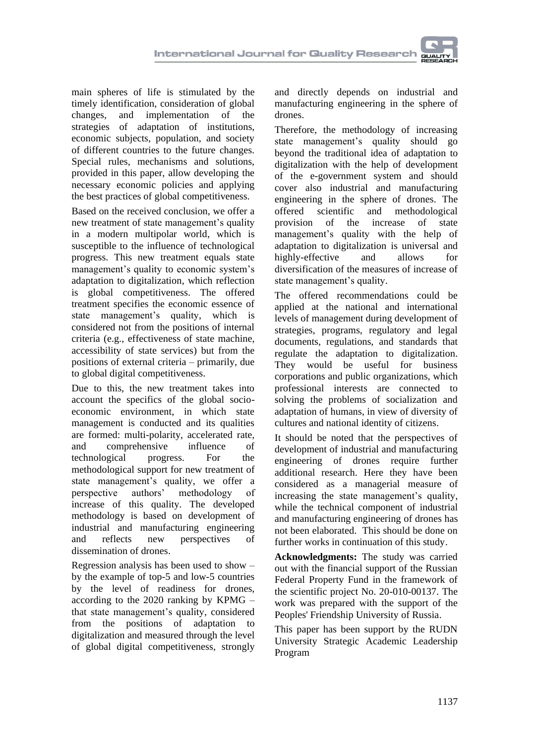main spheres of life is stimulated by the timely identification, consideration of global changes, and implementation of the strategies of adaptation of institutions, economic subjects, population, and society of different countries to the future changes. Special rules, mechanisms and solutions, provided in this paper, allow developing the necessary economic policies and applying the best practices of global competitiveness.

Based on the received conclusion, we offer a new treatment of state management's quality in a modern multipolar world, which is susceptible to the influence of technological progress. This new treatment equals state management's quality to economic system's adaptation to digitalization, which reflection is global competitiveness. The offered treatment specifies the economic essence of state management's quality, which is considered not from the positions of internal criteria (e.g., effectiveness of state machine, accessibility of state services) but from the positions of external criteria – primarily, due to global digital competitiveness.

Due to this, the new treatment takes into account the specifics of the global socio-economic environment, in which state management is conducted and its qualities are formed: multi-polarity, accelerated rate, and comprehensive influence of technological progress. For the methodological support for new treatment of state management's quality, we offer a perspective authors' methodology of increase of this quality. The developed methodology is based on development of industrial and manufacturing engineering and reflects new perspectives of dissemination of drones.

Regression analysis has been used to show – by the example of top-5 and low-5 countries by the level of readiness for drones, according to the 2020 ranking by KPMG – that state management's quality, considered from the positions of adaptation to digitalization and measured through the level of global digital competitiveness, strongly and directly depends on industrial and manufacturing engineering in the sphere of drones.

Therefore, the methodology of increasing state management's quality should go beyond the traditional idea of adaptation to digitalization with the help of development of the e-government system and should cover also industrial and manufacturing engineering in the sphere of drones. The offered scientific and methodological provision of the increase of state management's quality with the help of adaptation to digitalization is universal and highly-effective and allows for diversification of the measures of increase of state management's quality.

The offered recommendations could be applied at the national and international levels of management during development of strategies, programs, regulatory and legal documents, regulations, and standards that regulate the adaptation to digitalization. They would be useful for business corporations and public organizations, which professional interests are connected to solving the problems of socialization and adaptation of humans, in view of diversity of cultures and national identity of citizens.

It should be noted that the perspectives of development of industrial and manufacturing engineering of drones require further additional research. Here they have been considered as a managerial measure of increasing the state management's quality, while the technical component of industrial and manufacturing engineering of drones has not been elaborated. This should be done on further works in continuation of this study.

**Acknowledgments:** The study was carried out with the financial support of the Russian Federal Property Fund in the framework of the scientific project No. 20-010-00137. The work was prepared with the support of the Peoples' Friendship University of Russia.

This paper has been support by the RUDN University Strategic Academic Leadership Program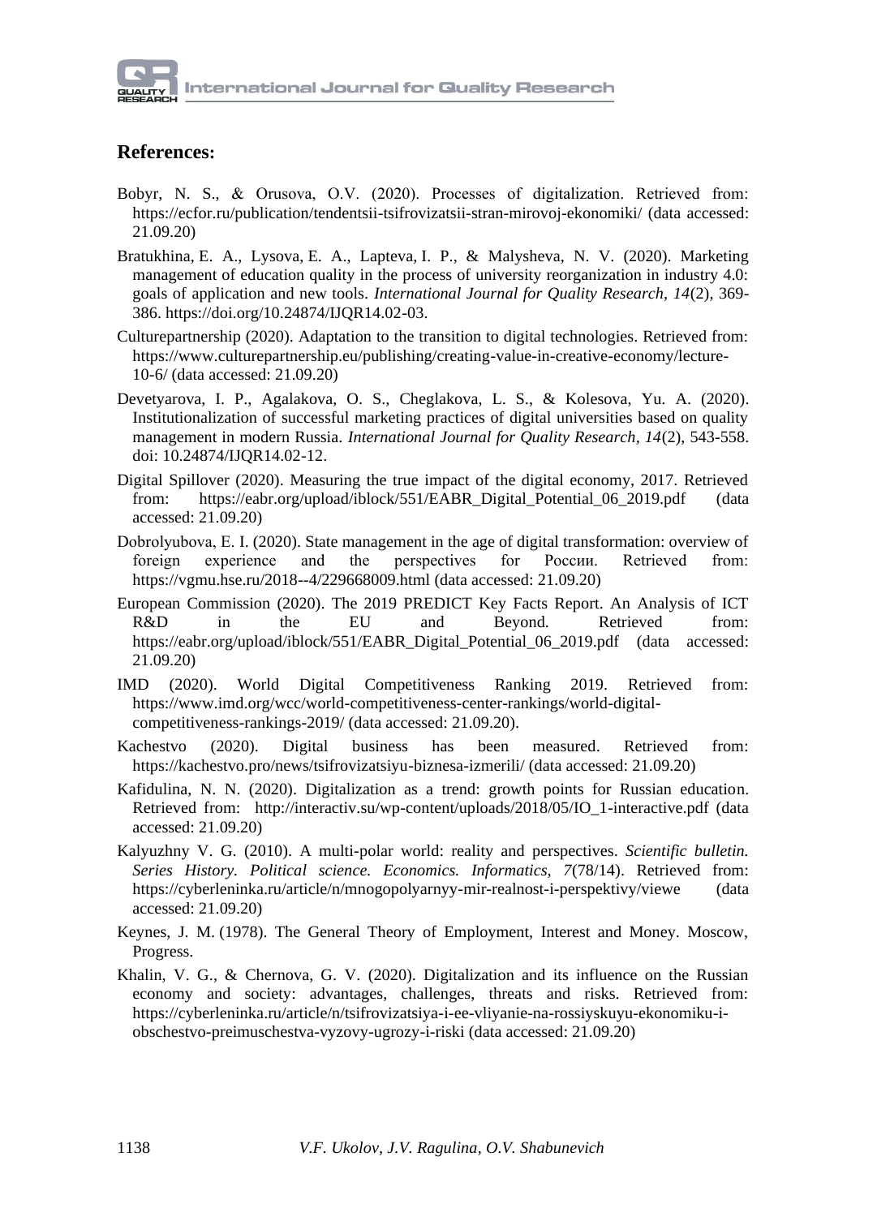## References:

Bobyr, N. S., & Orusova, O.V. (2020). Processes of digitalization. Retrieved from: https://ecfor.ru/publication/tendentsii-tsifrovizatsii-stran-mirovoj-ekonomiki/ (data accessed: 21.09.20)

Bratukhina, E. A., Lysova, E. A., Lapteva, I. P., & Malysheva, N. V. (2020). Marketing management of education quality in the process of university reorganization in industry 4.0: goals of application and new tools. *International Journal for Quality Research, 14*(2), 369-386. https://doi.org/10.24874/IJQR14.02-03.

Culturepartnership (2020). Adaptation to the transition to digital technologies. Retrieved from: https://www.culturepartnership.eu/publishing/creating-value-in-creative-economy/lecture-10-6/ (data accessed: 21.09.20)

Devetyarova, I. P., Agalakova, O. S., Cheglakova, L. S., & Kolesova, Yu. A. (2020). Institutionalization of successful marketing practices of digital universities based on quality management in modern Russia. *International Journal for Quality Research, 14*(2), 543-558. doi: 10.24874/IJQR14.02-12.

Digital Spillover (2020). Measuring the true impact of the digital economy, 2017. Retrieved from: https://eabr.org/upload/iblock/551/EABR_Digital_Potential_06_2019.pdf (data accessed: 21.09.20)

Dobrolyubova, E. I. (2020). State management in the age of digital transformation: overview of foreign experience and the perspectives for России. Retrieved from: https://vgmu.hse.ru/2018--4/229668009.html (data accessed: 21.09.20)

European Commission (2020). The 2019 PREDICT Key Facts Report. An Analysis of ICT R&D in the EU and Beyond. Retrieved from: https://eabr.org/upload/iblock/551/EABR_Digital_Potential_06_2019.pdf (data accessed: 21.09.20)

IMD (2020). World Digital Competitiveness Ranking 2019. Retrieved from: https://www.imd.org/wcc/world-competitiveness-center-rankings/world-digital-competitiveness-rankings-2019/ (data accessed: 21.09.20).

Kachestvo (2020). Digital business has been measured. Retrieved from: https://kachestvo.pro/news/tsifrovizatsiyu-biznesa-izmerili/ (data accessed: 21.09.20)

Kafidulina, N. N. (2020). Digitalization as a trend: growth points for Russian education. Retrieved from: http://interactiv.su/wp-content/uploads/2018/05/IO_1-interactive.pdf (data accessed: 21.09.20)

Kalyuzhny V. G. (2010). A multi-polar world: reality and perspectives. *Scientific bulletin. Series History. Political science. Economics. Informatics, 7*(78/14). Retrieved from: https://cyberleninka.ru/article/n/mnogopolyarnyy-mir-realnost-i-perspektivy/viewe (data accessed: 21.09.20)

Keynes, J. M. (1978). The General Theory of Employment, Interest and Money. Moscow, Progress.

Khalin, V. G., & Chernova, G. V. (2020). Digitalization and its influence on the Russian economy and society: advantages, challenges, threats and risks. Retrieved from: https://cyberleninka.ru/article/n/tsifrovizatsiya-i-ee-vliyanie-na-rossiyskuyu-ekonomiku-i-obschestvo-preimuschestva-vyzovy-ugrozy-i-riski (data accessed: 21.09.20)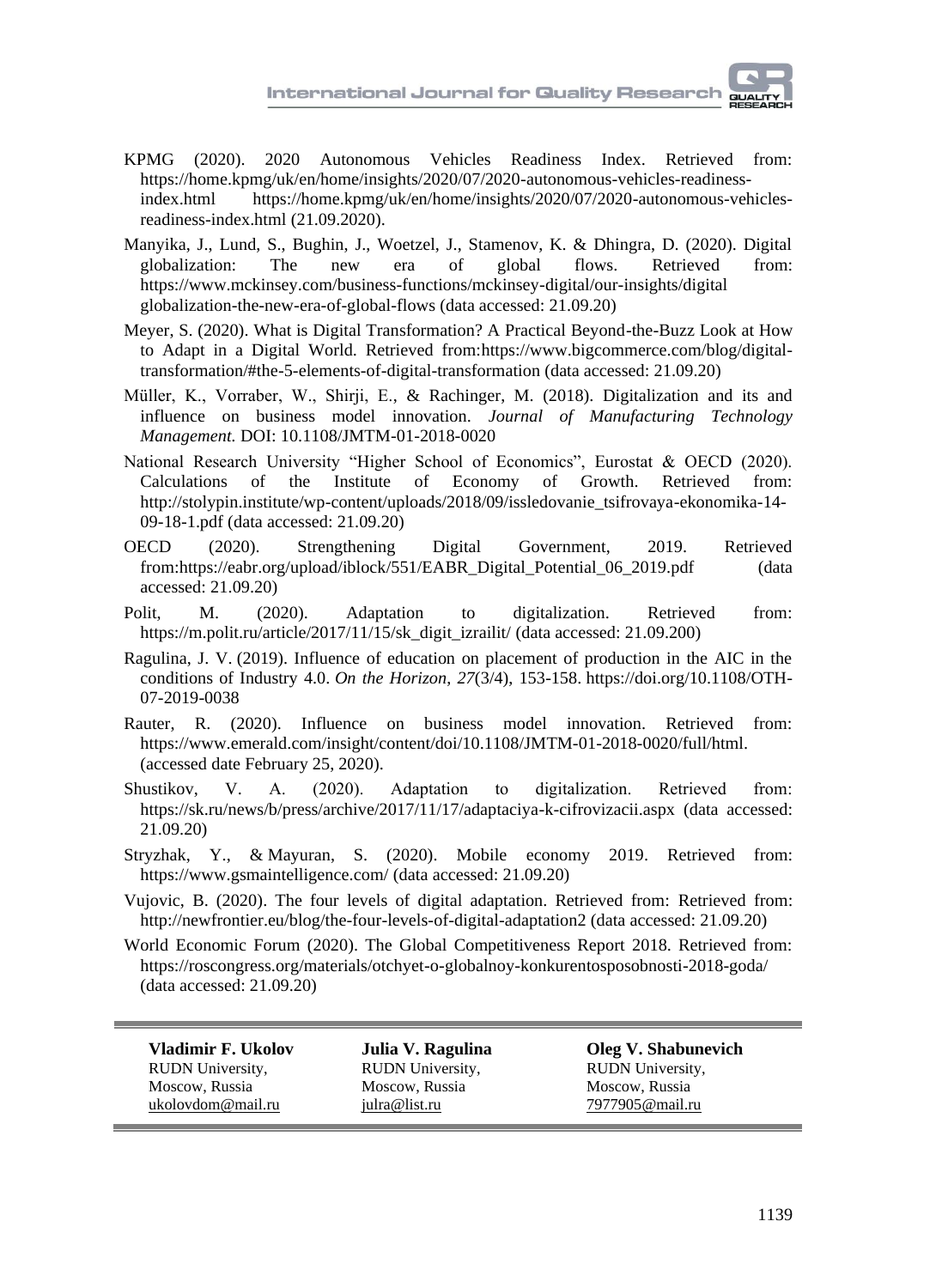KPMG (2020). 2020 Autonomous Vehicles Readiness Index. Retrieved from: https://home.kpmg/uk/en/home/insights/2020/07/2020-autonomous-vehicles-readiness-index.html https://home.kpmg/uk/en/home/insights/2020/07/2020-autonomous-vehicles-readiness-index.html (21.09.2020).

Manyika, J., Lund, S., Bughin, J., Woetzel, J., Stamenov, K. & Dhingra, D. (2020). Digital globalization: The new era of global flows. Retrieved from: https://www.mckinsey.com/business-functions/mckinsey-digital/our-insights/digital globalization-the-new-era-of-global-flows (data accessed: 21.09.20)

Meyer, S. (2020). What is Digital Transformation? A Practical Beyond-the-Buzz Look at How to Adapt in a Digital World. Retrieved from:https://www.bigcommerce.com/blog/digital-transformation/#the-5-elements-of-digital-transformation (data accessed: 21.09.20)

Müller, K., Vorraber, W., Shirji, E., & Rachinger, M. (2018). Digitalization and its and influence on business model innovation. *Journal of Manufacturing Technology Management.* DOI: 10.1108/JMTM-01-2018-0020

National Research University "Higher School of Economics", Eurostat & OECD (2020). Calculations of the Institute of Economy of Growth. Retrieved from: http://stolypin.institute/wp-content/uploads/2018/09/issledovanie_tsifrovaya-ekonomika-14-09-18-1.pdf (data accessed: 21.09.20)

OECD (2020). Strengthening Digital Government, 2019. Retrieved from:https://eabr.org/upload/iblock/551/EABR_Digital_Potential_06_2019.pdf (data accessed: 21.09.20)

Polit, M. (2020). Adaptation to digitalization. Retrieved from: https://m.polit.ru/article/2017/11/15/sk_digit_izrailit/ (data accessed: 21.09.200)

Ragulina, J. V. (2019). Influence of education on placement of production in the AIC in the conditions of Industry 4.0. *On the Horizon*, *27*(3/4), 153-158. https://doi.org/10.1108/OTH-07-2019-0038

Rauter, R. (2020). Influence on business model innovation. Retrieved from: https://www.emerald.com/insight/content/doi/10.1108/JMTM-01-2018-0020/full/html. (accessed date February 25, 2020).

Shustikov, V. A. (2020). Adaptation to digitalization. Retrieved from: https://sk.ru/news/b/press/archive/2017/11/17/adaptaciya-k-cifrovizacii.aspx (data accessed: 21.09.20)

Stryzhak, Y., & Mayuran, S. (2020). Mobile economy 2019. Retrieved from: https://www.gsmaintelligence.com/ (data accessed: 21.09.20)

Vujovic, B. (2020). The four levels of digital adaptation. Retrieved from: Retrieved from: http://newfrontier.eu/blog/the-four-levels-of-digital-adaptation2 (data accessed: 21.09.20)

World Economic Forum (2020). The Global Competitiveness Report 2018. Retrieved from: https://roscongress.org/materials/otchyet-o-globalnoy-konkurentosposobnosti-2018-goda/ (data accessed: 21.09.20)

---

**Vladimir F. Ukolov**
RUDN University,
Moscow, Russia
ukolovdom@mail.ru

**Julia V. Ragulina**
RUDN University,
Moscow, Russia
julra@list.ru

**Oleg V. Shabunevich**
RUDN University,
Moscow, Russia
7977905@mail.ru